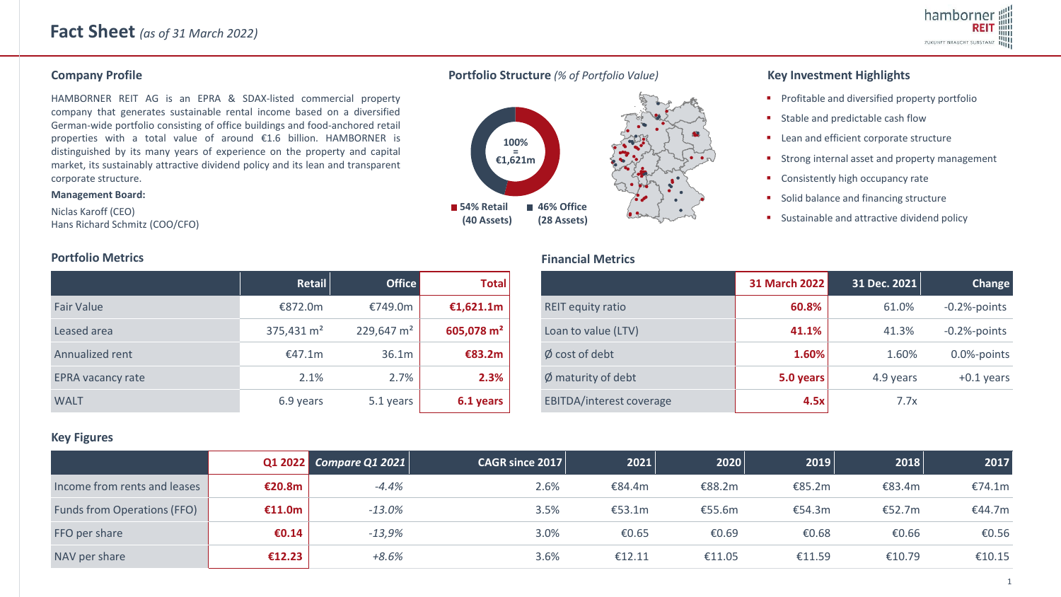# Fact Sheet *(as of 31 March 2022)*

## Company Profile

HAMBORNER REIT AG is an EPRA & SDAX-listed commercial property company that generates sustainable rental income based on a diversified German-wide portfolio consisting of office buildings and food-anchored retail properties with a total value of around €1.6 billion. HAMBORNER is distinguished by its many years of experience on the property and capital market, its sustainably attractive dividend policy and its lean and transparent corporate structure.

**Management Board:**

Niclas Karoff (CEO)
Hans Richard Schmitz (COO/CFO)

## Portfolio Structure *(% of Portfolio Value)*

100% = €1,621m

- **54% Retail (40 Assets)**
- **46% Office (28 Assets)**

## Key Investment Highlights

- Profitable and diversified property portfolio
- Stable and predictable cash flow
- Lean and efficient corporate structure
- Strong internal asset and property management
- Consistently high occupancy rate
- Solid balance and financing structure
- Sustainable and attractive dividend policy

## Portfolio Metrics

| | Retail | Office | Total |
|---|---|---|---|
| Fair Value | €872.0m | €749.0m | **€1,621.1m** |
| Leased area | 375,431 m² | 229,647 m² | **605,078 m²** |
| Annualized rent | €47.1m | 36.1m | **€83.2m** |
| EPRA vacancy rate | 2.1% | 2.7% | **2.3%** |
| WALT | 6.9 years | 5.1 years | **6.1 years** |

## Financial Metrics

| | 31 March 2022 | 31 Dec. 2021 | Change |
|---|---|---|---|
| REIT equity ratio | **60.8%** | 61.0% | -0.2%-points |
| Loan to value (LTV) | **41.1%** | 41.3% | -0.2%-points |
| Ø cost of debt | **1.60%** | 1.60% | 0.0%-points |
| Ø maturity of debt | **5.0 years** | 4.9 years | +0.1 years |
| EBITDA/interest coverage | **4.5x** | 7.7x | |

## Key Figures

| | Q1 2022 | *Compare Q1 2021* | CAGR since 2017 | 2021 | 2020 | 2019 | 2018 | 2017 |
|---|---|---|---|---|---|---|---|---|
| Income from rents and leases | **€20.8m** | *-4.4%* | 2.6% | €84.4m | €88.2m | €85.2m | €83.4m | €74.1m |
| Funds from Operations (FFO) | **€11.0m** | *-13.0%* | 3.5% | €53.1m | €55.6m | €54.3m | €52.7m | €44.7m |
| FFO per share | **€0.14** | *-13,9%* | 3.0% | €0.65 | €0.69 | €0.68 | €0.66 | €0.56 |
| NAV per share | **€12.23** | *+8.6%* | 3.6% | €12.11 | €11.05 | €11.59 | €10.79 | €10.15 |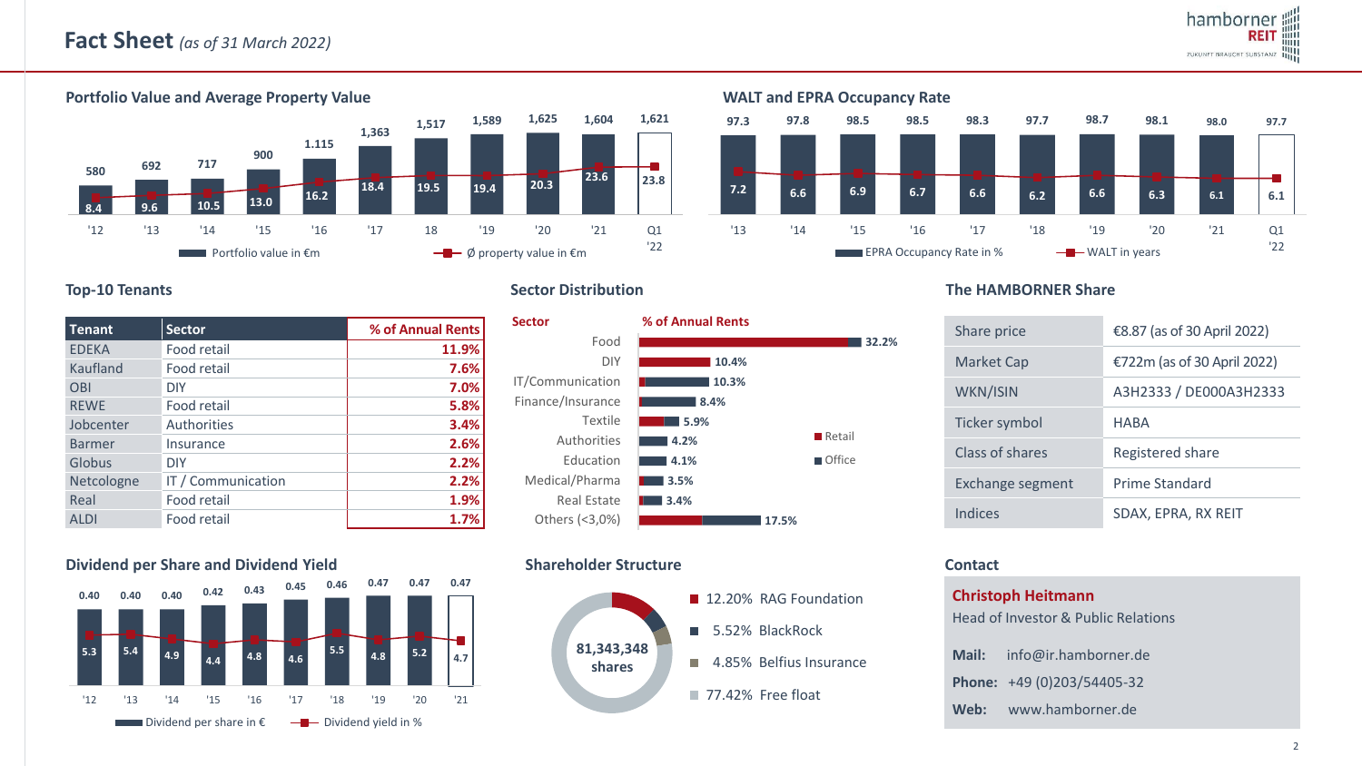# Fact Sheet *(as of 31 March 2022)*

## Portfolio Value and Average Property Value

'12: 580 / 8.4
'13: 692 / 9.6
'14: 717 / 10.5
'15: 900 / 13.0
'16: 1.115 / 16.2
'17: 1,363 / 18.4
18: 1,517 / 19.5
'19: 1,589 / 19.4
'20: 1,625 / 20.3
'21: 1,604 / 23.6
Q1 '22: 1,621 / 23.8

Portfolio value in €m
Ø property value in €m

## WALT and EPRA Occupancy Rate

'13: 97.3 / 7.2
'14: 97.8 / 6.6
'15: 98.5 / 6.9
'16: 98.5 / 6.7
'17: 98.3 / 6.6
'18: 97.7 / 6.2
'19: 98.7 / 6.6
'20: 98.1 / 6.3
'21: 98.0 / 6.1
Q1 '22: 97.7 / 6.1

EPRA Occupancy Rate in %
WALT in years

## Top-10 Tenants

| Tenant | Sector | % of Annual Rents |
|---|---|---|
| EDEKA | Food retail | 11.9% |
| Kaufland | Food retail | 7.6% |
| OBI | DIY | 7.0% |
| REWE | Food retail | 5.8% |
| Jobcenter | Authorities | 3.4% |
| Barmer | Insurance | 2.6% |
| Globus | DIY | 2.2% |
| Netcologne | IT / Communication | 2.2% |
| Real | Food retail | 1.9% |
| ALDI | Food retail | 1.7% |

## Sector Distribution

Sector / % of Annual Rents

Food 32.2%
DIY 10.4%
IT/Communication 10.3%
Finance/Insurance 8.4%
Textile 5.9%
Authorities 4.2%
Education 4.1%
Medical/Pharma 3.5%
Real Estate 3.4%
Others (<3,0%) 17.5%

Retail
Office

## The HAMBORNER Share

| | |
|---|---|
| Share price | €8.87 (as of 30 April 2022) |
| Market Cap | €722m (as of 30 April 2022) |
| WKN/ISIN | A3H2333 / DE000A3H2333 |
| Ticker symbol | HABA |
| Class of shares | Registered share |
| Exchange segment | Prime Standard |
| Indices | SDAX, EPRA, RX REIT |

## Dividend per Share and Dividend Yield

'12: 0.40 / 5.3
'13: 0.40 / 5.4
'14: 0.40 / 4.9
'15: 0.42 / 4.4
'16: 0.43 / 4.8
'17: 0.45 / 4.6
'18: 0.46 / 5.5
'19: 0.47 / 4.8
'20: 0.47 / 5.2
'21: 0.47 / 4.7

Dividend per share in €
Dividend yield in %

## Shareholder Structure

81,343,348 shares

- 12.20% RAG Foundation
- 5.52% BlackRock
- 4.85% Belfius Insurance
- 77.42% Free float

## Contact

**Christoph Heitmann**
Head of Investor & Public Relations

**Mail:** info@ir.hamborner.de
**Phone:** +49 (0)203/54405-32
**Web:** www.hamborner.de